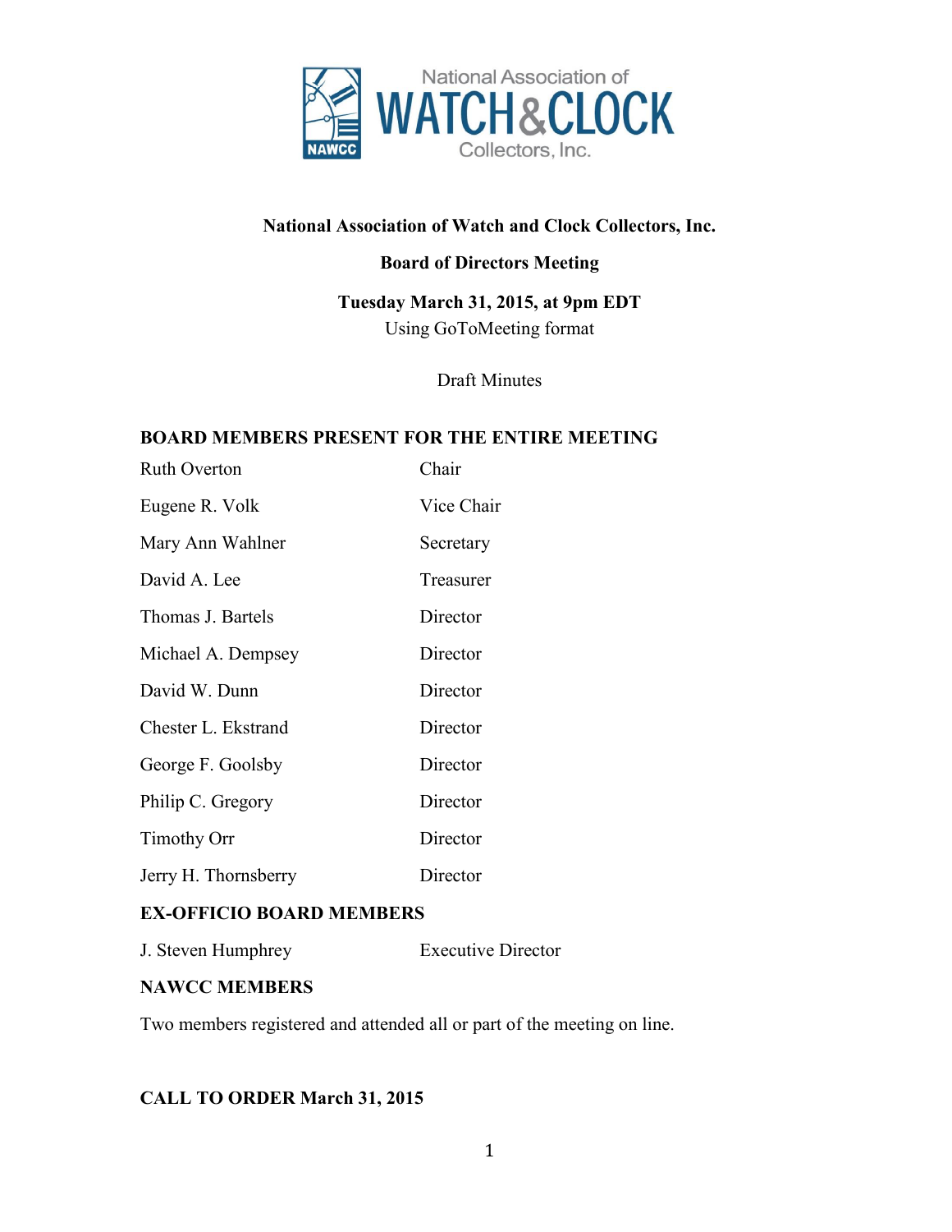National Association of **WATCH & CLOCK** Collectors, Inc.

**National Association of Watch and Clock Collectors, Inc.**

**Board of Directors Meeting**

**Tuesday March 31, 2015, at 9pm EDT**

Using GoToMeeting format

Draft Minutes

## BOARD MEMBERS PRESENT FOR THE ENTIRE MEETING

| | |
|---|---|
| Ruth Overton | Chair |
| Eugene R. Volk | Vice Chair |
| Mary Ann Wahlner | Secretary |
| David A. Lee | Treasurer |
| Thomas J. Bartels | Director |
| Michael A. Dempsey | Director |
| David W. Dunn | Director |
| Chester L. Ekstrand | Director |
| George F. Goolsby | Director |
| Philip C. Gregory | Director |
| Timothy Orr | Director |
| Jerry H. Thornsberry | Director |

## EX-OFFICIO BOARD MEMBERS

| | |
|---|---|
| J. Steven Humphrey | Executive Director |

## NAWCC MEMBERS

Two members registered and attended all or part of the meeting on line.

## CALL TO ORDER March 31, 2015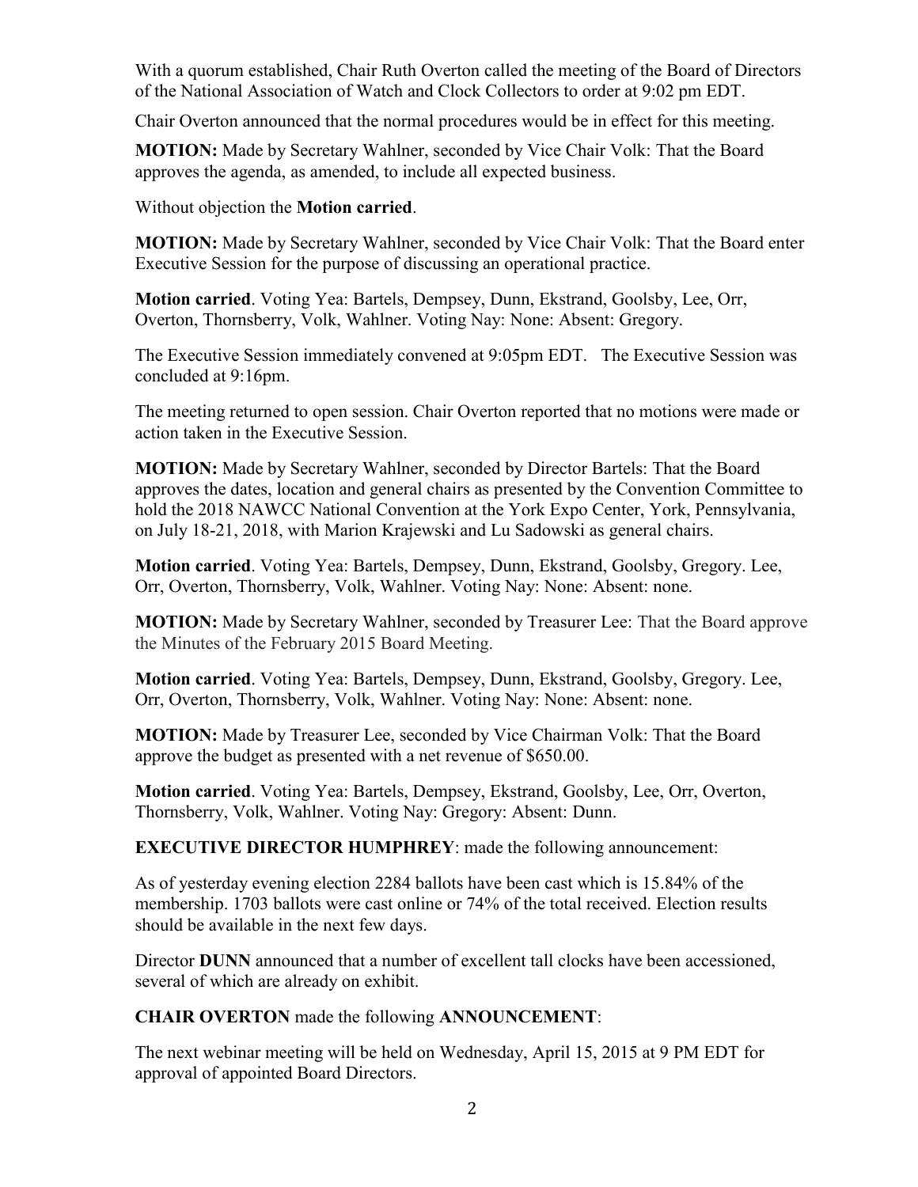With a quorum established, Chair Ruth Overton called the meeting of the Board of Directors of the National Association of Watch and Clock Collectors to order at 9:02 pm EDT.

Chair Overton announced that the normal procedures would be in effect for this meeting.

**MOTION:** Made by Secretary Wahlner, seconded by Vice Chair Volk: That the Board approves the agenda, as amended, to include all expected business.

Without objection the **Motion carried**.

**MOTION:** Made by Secretary Wahlner, seconded by Vice Chair Volk: That the Board enter Executive Session for the purpose of discussing an operational practice.

**Motion carried**. Voting Yea: Bartels, Dempsey, Dunn, Ekstrand, Goolsby, Lee, Orr, Overton, Thornsberry, Volk, Wahlner. Voting Nay: None: Absent: Gregory.

The Executive Session immediately convened at 9:05pm EDT. The Executive Session was concluded at 9:16pm.

The meeting returned to open session. Chair Overton reported that no motions were made or action taken in the Executive Session.

**MOTION:** Made by Secretary Wahlner, seconded by Director Bartels: That the Board approves the dates, location and general chairs as presented by the Convention Committee to hold the 2018 NAWCC National Convention at the York Expo Center, York, Pennsylvania, on July 18-21, 2018, with Marion Krajewski and Lu Sadowski as general chairs.

**Motion carried**. Voting Yea: Bartels, Dempsey, Dunn, Ekstrand, Goolsby, Gregory. Lee, Orr, Overton, Thornsberry, Volk, Wahlner. Voting Nay: None: Absent: none.

**MOTION:** Made by Secretary Wahlner, seconded by Treasurer Lee: That the Board approve the Minutes of the February 2015 Board Meeting.

**Motion carried**. Voting Yea: Bartels, Dempsey, Dunn, Ekstrand, Goolsby, Gregory. Lee, Orr, Overton, Thornsberry, Volk, Wahlner. Voting Nay: None: Absent: none.

**MOTION:** Made by Treasurer Lee, seconded by Vice Chairman Volk: That the Board approve the budget as presented with a net revenue of $650.00.

**Motion carried**. Voting Yea: Bartels, Dempsey, Ekstrand, Goolsby, Lee, Orr, Overton, Thornsberry, Volk, Wahlner. Voting Nay: Gregory: Absent: Dunn.

**EXECUTIVE DIRECTOR HUMPHREY**: made the following announcement:

As of yesterday evening election 2284 ballots have been cast which is 15.84% of the membership. 1703 ballots were cast online or 74% of the total received. Election results should be available in the next few days.

Director **DUNN** announced that a number of excellent tall clocks have been accessioned, several of which are already on exhibit.

**CHAIR OVERTON** made the following **ANNOUNCEMENT**:

The next webinar meeting will be held on Wednesday, April 15, 2015 at 9 PM EDT for approval of appointed Board Directors.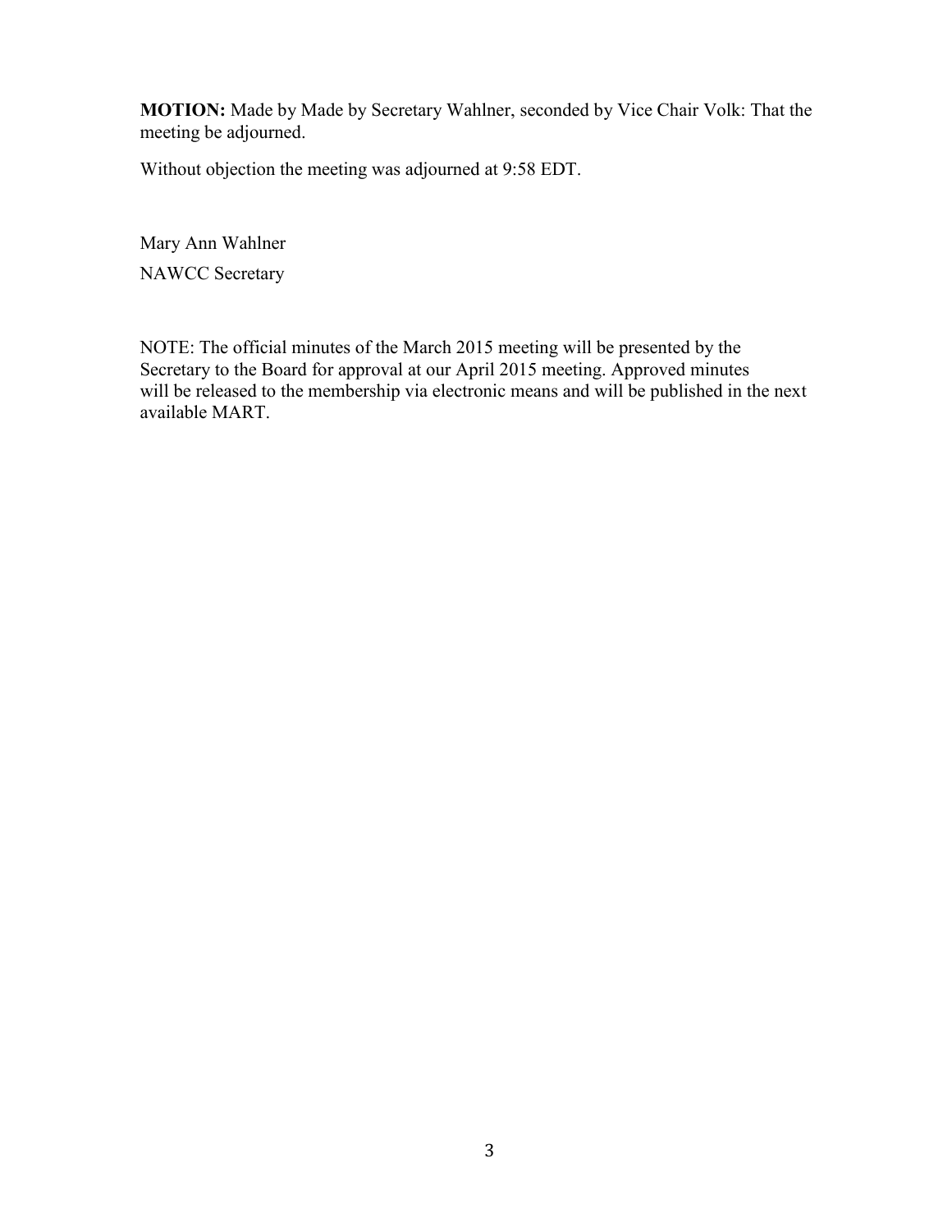**MOTION:** Made by Made by Secretary Wahlner, seconded by Vice Chair Volk: That the meeting be adjourned.

Without objection the meeting was adjourned at 9:58 EDT.

Mary Ann Wahlner

NAWCC Secretary

NOTE: The official minutes of the March 2015 meeting will be presented by the Secretary to the Board for approval at our April 2015 meeting. Approved minutes will be released to the membership via electronic means and will be published in the next available MART.